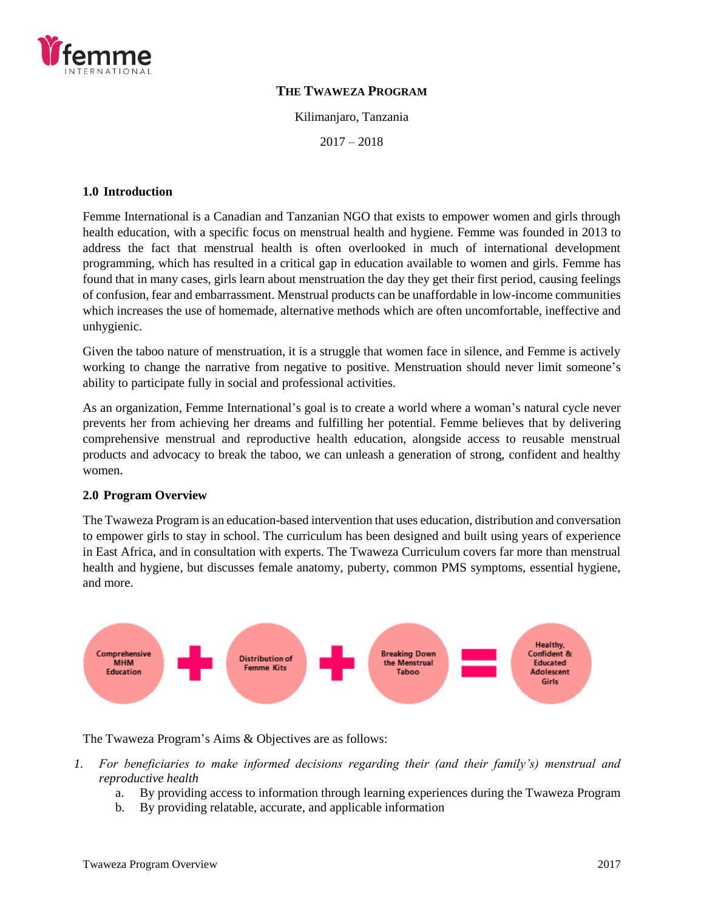# THE TWAWEZA PROGRAM

Kilimanjaro, Tanzania

2017 – 2018

## 1.0 Introduction

Femme International is a Canadian and Tanzanian NGO that exists to empower women and girls through health education, with a specific focus on menstrual health and hygiene. Femme was founded in 2013 to address the fact that menstrual health is often overlooked in much of international development programming, which has resulted in a critical gap in education available to women and girls. Femme has found that in many cases, girls learn about menstruation the day they get their first period, causing feelings of confusion, fear and embarrassment. Menstrual products can be unaffordable in low-income communities which increases the use of homemade, alternative methods which are often uncomfortable, ineffective and unhygienic.

Given the taboo nature of menstruation, it is a struggle that women face in silence, and Femme is actively working to change the narrative from negative to positive. Menstruation should never limit someone's ability to participate fully in social and professional activities.

As an organization, Femme International's goal is to create a world where a woman's natural cycle never prevents her from achieving her dreams and fulfilling her potential. Femme believes that by delivering comprehensive menstrual and reproductive health education, alongside access to reusable menstrual products and advocacy to break the taboo, we can unleash a generation of strong, confident and healthy women.

## 2.0 Program Overview

The Twaweza Program is an education-based intervention that uses education, distribution and conversation to empower girls to stay in school. The curriculum has been designed and built using years of experience in East Africa, and in consultation with experts. The Twaweza Curriculum covers far more than menstrual health and hygiene, but discusses female anatomy, puberty, common PMS symptoms, essential hygiene, and more.

Comprehensive MHM Education + Distribution of Femme Kits + Breaking Down the Menstrual Taboo = Healthy, Confident & Educated Adolescent Girls

The Twaweza Program's Aims & Objectives are as follows:

1. *For beneficiaries to make informed decisions regarding their (and their family's) menstrual and reproductive health*
   a. By providing access to information through learning experiences during the Twaweza Program
   b. By providing relatable, accurate, and applicable information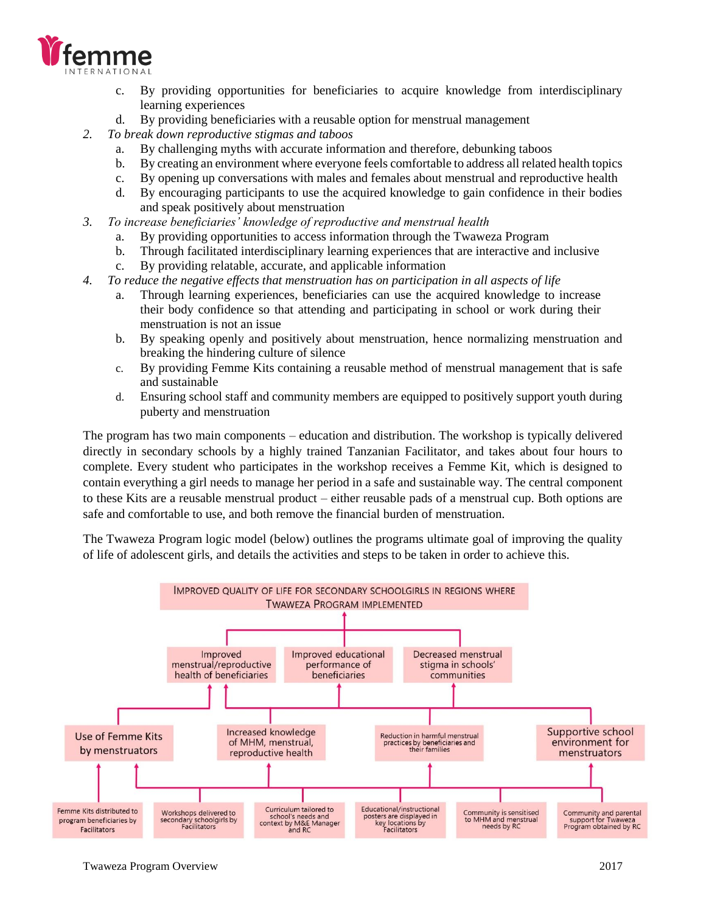c. By providing opportunities for beneficiaries to acquire knowledge from interdisciplinary learning experiences
   d. By providing beneficiaries with a reusable option for menstrual management

2. *To break down reproductive stigmas and taboos*
   a. By challenging myths with accurate information and therefore, debunking taboos
   b. By creating an environment where everyone feels comfortable to address all related health topics
   c. By opening up conversations with males and females about menstrual and reproductive health
   d. By encouraging participants to use the acquired knowledge to gain confidence in their bodies and speak positively about menstruation

3. *To increase beneficiaries' knowledge of reproductive and menstrual health*
   a. By providing opportunities to access information through the Twaweza Program
   b. Through facilitated interdisciplinary learning experiences that are interactive and inclusive
   c. By providing relatable, accurate, and applicable information

4. *To reduce the negative effects that menstruation has on participation in all aspects of life*
   a. Through learning experiences, beneficiaries can use the acquired knowledge to increase their body confidence so that attending and participating in school or work during their menstruation is not an issue
   b. By speaking openly and positively about menstruation, hence normalizing menstruation and breaking the hindering culture of silence
   c. By providing Femme Kits containing a reusable method of menstrual management that is safe and sustainable
   d. Ensuring school staff and community members are equipped to positively support youth during puberty and menstruation

The program has two main components – education and distribution. The workshop is typically delivered directly in secondary schools by a highly trained Tanzanian Facilitator, and takes about four hours to complete. Every student who participates in the workshop receives a Femme Kit, which is designed to contain everything a girl needs to manage her period in a safe and sustainable way. The central component to these Kits are a reusable menstrual product – either reusable pads of a menstrual cup. Both options are safe and comfortable to use, and both remove the financial burden of menstruation.

The Twaweza Program logic model (below) outlines the programs ultimate goal of improving the quality of life of adolescent girls, and details the activities and steps to be taken in order to achieve this.

**IMPROVED QUALITY OF LIFE FOR SECONDARY SCHOOLGIRLS IN REGIONS WHERE TWAWEZA PROGRAM IMPLEMENTED**

- Improved menstrual/reproductive health of beneficiaries
- Improved educational performance of beneficiaries
- Decreased menstrual stigma in schools' communities

- Use of Femme Kits by menstruators
- Increased knowledge of MHM, menstrual, reproductive health
- Reduction in harmful menstrual practices by beneficiaries and their families
- Supportive school environment for menstruators

- Femme Kits distributed to program beneficiaries by Facilitators
- Workshops delivered to secondary schoolgirls by Facilitators
- Curriculum tailored to school's needs and context by M&E Manager and RC
- Educational/instructional posters are displayed in key locations by Facilitators
- Community is sensitised to MHM and menstrual needs by RC
- Community and parental support for Twaweza Program obtained by RC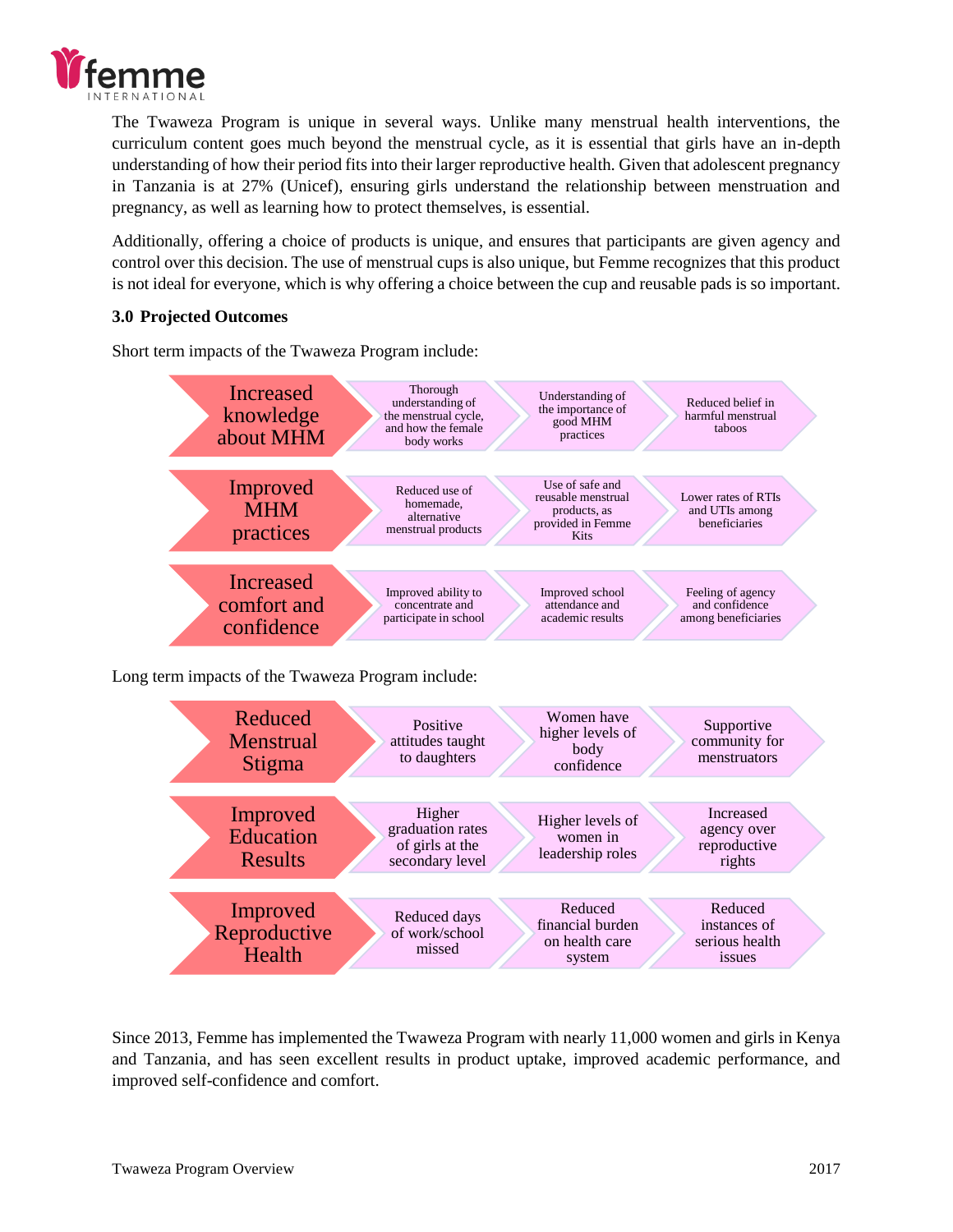The Twaweza Program is unique in several ways. Unlike many menstrual health interventions, the curriculum content goes much beyond the menstrual cycle, as it is essential that girls have an in-depth understanding of how their period fits into their larger reproductive health. Given that adolescent pregnancy in Tanzania is at 27% (Unicef), ensuring girls understand the relationship between menstruation and pregnancy, as well as learning how to protect themselves, is essential.

Additionally, offering a choice of products is unique, and ensures that participants are given agency and control over this decision. The use of menstrual cups is also unique, but Femme recognizes that this product is not ideal for everyone, which is why offering a choice between the cup and reusable pads is so important.

### 3.0 Projected Outcomes

Short term impacts of the Twaweza Program include:

| Impact | | | |
|---|---|---|---|
| Increased knowledge about MHM | Thorough understanding of the menstrual cycle, and how the female body works | Understanding of the importance of good MHM practices | Reduced belief in harmful menstrual taboos |
| Improved MHM practices | Reduced use of homemade, alternative menstrual products | Use of safe and reusable menstrual products, as provided in Femme Kits | Lower rates of RTIs and UTIs among beneficiaries |
| Increased comfort and confidence | Improved ability to concentrate and participate in school | Improved school attendance and academic results | Feeling of agency and confidence among beneficiaries |

Long term impacts of the Twaweza Program include:

| Impact | | | |
|---|---|---|---|
| Reduced Menstrual Stigma | Positive attitudes taught to daughters | Women have higher levels of body confidence | Supportive community for menstruators |
| Improved Education Results | Higher graduation rates of girls at the secondary level | Higher levels of women in leadership roles | Increased agency over reproductive rights |
| Improved Reproductive Health | Reduced days of work/school missed | Reduced financial burden on health care system | Reduced instances of serious health issues |

Since 2013, Femme has implemented the Twaweza Program with nearly 11,000 women and girls in Kenya and Tanzania, and has seen excellent results in product uptake, improved academic performance, and improved self-confidence and comfort.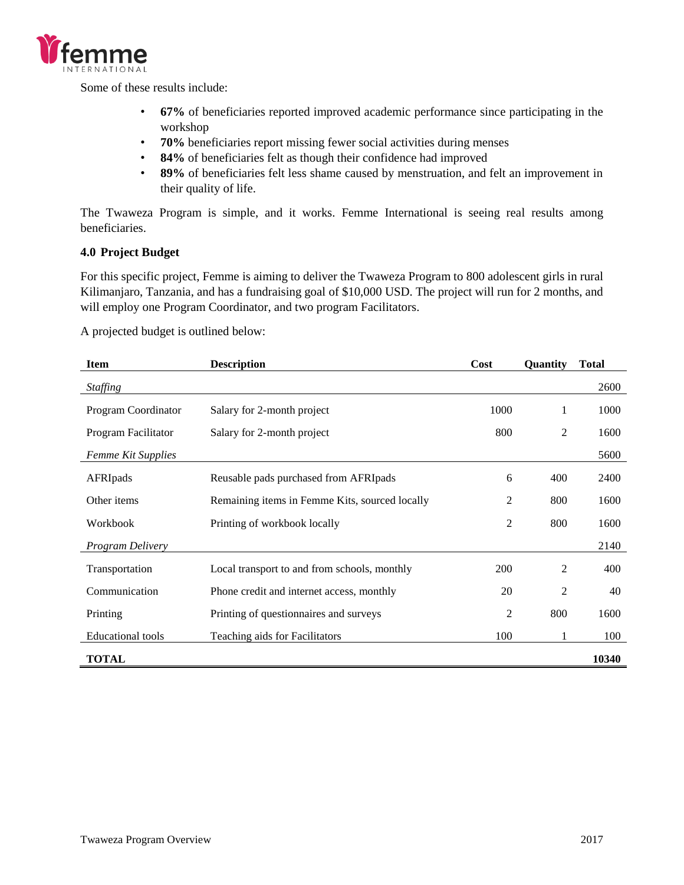Some of these results include:

- **67%** of beneficiaries reported improved academic performance since participating in the workshop
- **70%** beneficiaries report missing fewer social activities during menses
- **84%** of beneficiaries felt as though their confidence had improved
- **89%** of beneficiaries felt less shame caused by menstruation, and felt an improvement in their quality of life.

The Twaweza Program is simple, and it works. Femme International is seeing real results among beneficiaries.

### 4.0 Project Budget

For this specific project, Femme is aiming to deliver the Twaweza Program to 800 adolescent girls in rural Kilimanjaro, Tanzania, and has a fundraising goal of $10,000 USD. The project will run for 2 months, and will employ one Program Coordinator, and two program Facilitators.

A projected budget is outlined below:

| Item | Description | Cost | Quantity | Total |
|---|---|---|---|---|
| *Staffing* | | | | 2600 |
| Program Coordinator | Salary for 2-month project | 1000 | 1 | 1000 |
| Program Facilitator | Salary for 2-month project | 800 | 2 | 1600 |
| *Femme Kit Supplies* | | | | 5600 |
| AFRIpads | Reusable pads purchased from AFRIpads | 6 | 400 | 2400 |
| Other items | Remaining items in Femme Kits, sourced locally | 2 | 800 | 1600 |
| Workbook | Printing of workbook locally | 2 | 800 | 1600 |
| *Program Delivery* | | | | 2140 |
| Transportation | Local transport to and from schools, monthly | 200 | 2 | 400 |
| Communication | Phone credit and internet access, monthly | 20 | 2 | 40 |
| Printing | Printing of questionnaires and surveys | 2 | 800 | 1600 |
| Educational tools | Teaching aids for Facilitators | 100 | 1 | 100 |
| **TOTAL** | | | | **10340** |